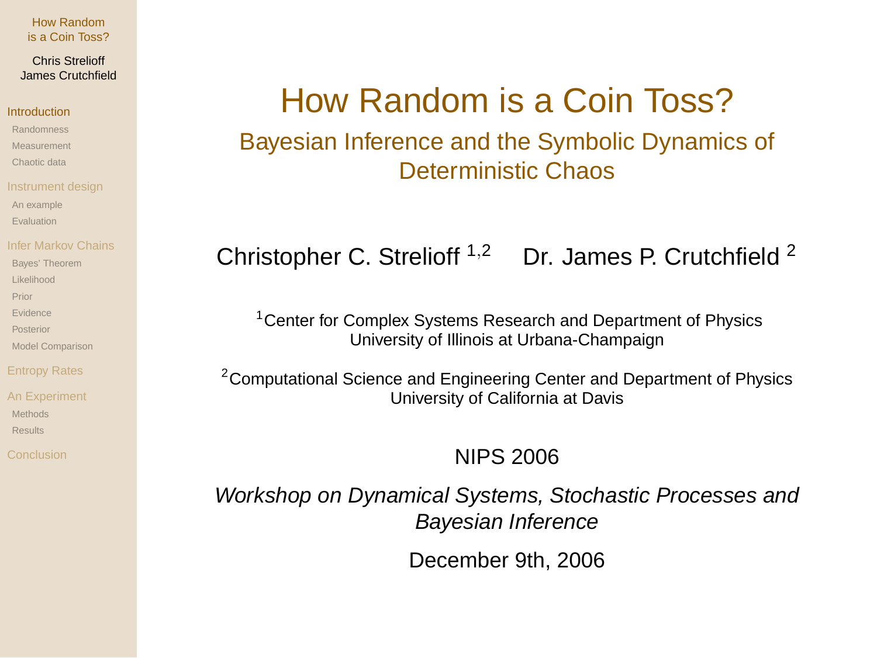# How Random is a Coin Toss?

## Bayesian Inference and the Symbolic Dynamics of Deterministic Chaos

Christopher C. Strelioff [1,2] Dr. James P. Crutchfield [2]

[1]Center for Complex Systems Research and Department of Physics
University of Illinois at Urbana-Champaign

[2]Computational Science and Engineering Center and Department of Physics
University of California at Davis

NIPS 2006

*Workshop on Dynamical Systems, Stochastic Processes and Bayesian Inference*

December 9th, 2006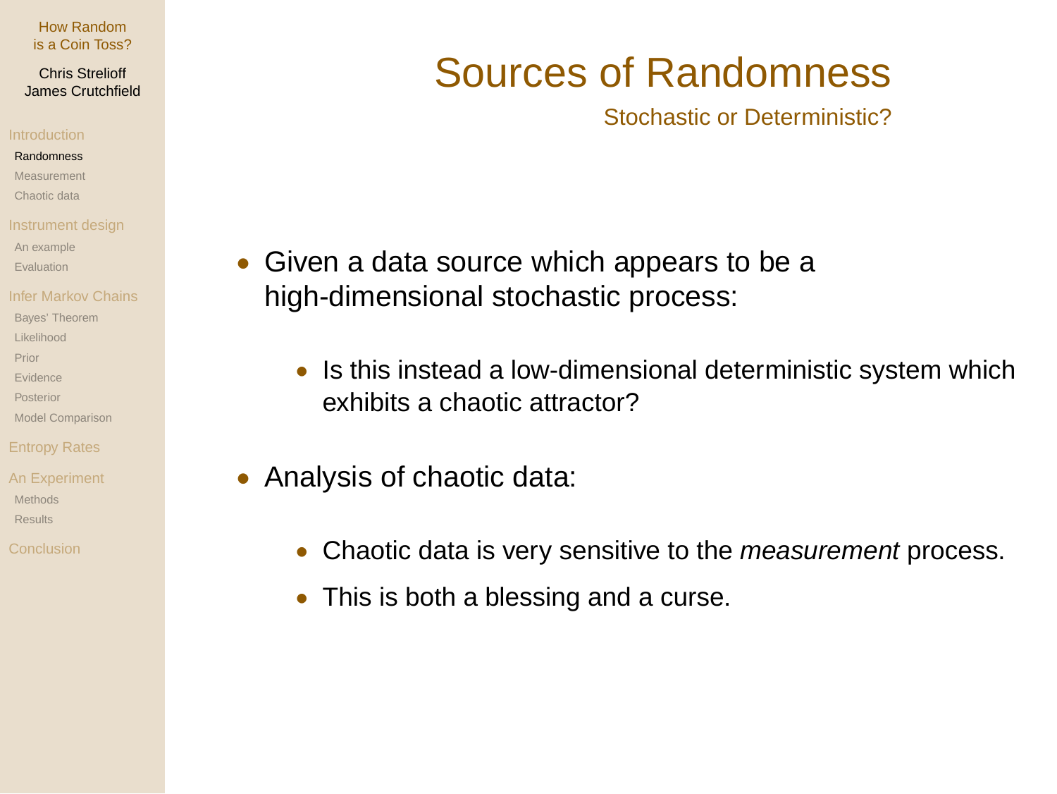# Sources of Randomness

## Stochastic or Deterministic?

- Given a data source which appears to be a high-dimensional stochastic process:
  - Is this instead a low-dimensional deterministic system which exhibits a chaotic attractor?
- Analysis of chaotic data:
  - Chaotic data is very sensitive to the *measurement* process.
  - This is both a blessing and a curse.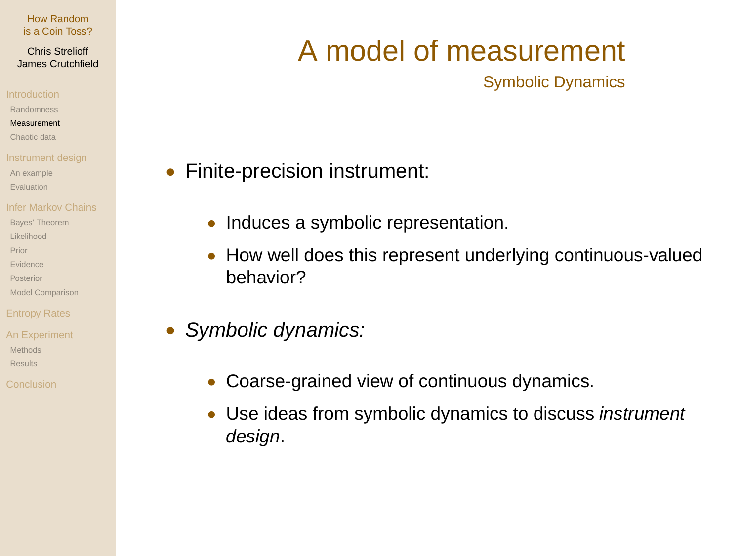# A model of measurement

## Symbolic Dynamics

- Finite-precision instrument:
  - Induces a symbolic representation.
  - How well does this represent underlying continuous-valued behavior?
- *Symbolic dynamics:*
  - Coarse-grained view of continuous dynamics.
  - Use ideas from symbolic dynamics to discuss *instrument design*.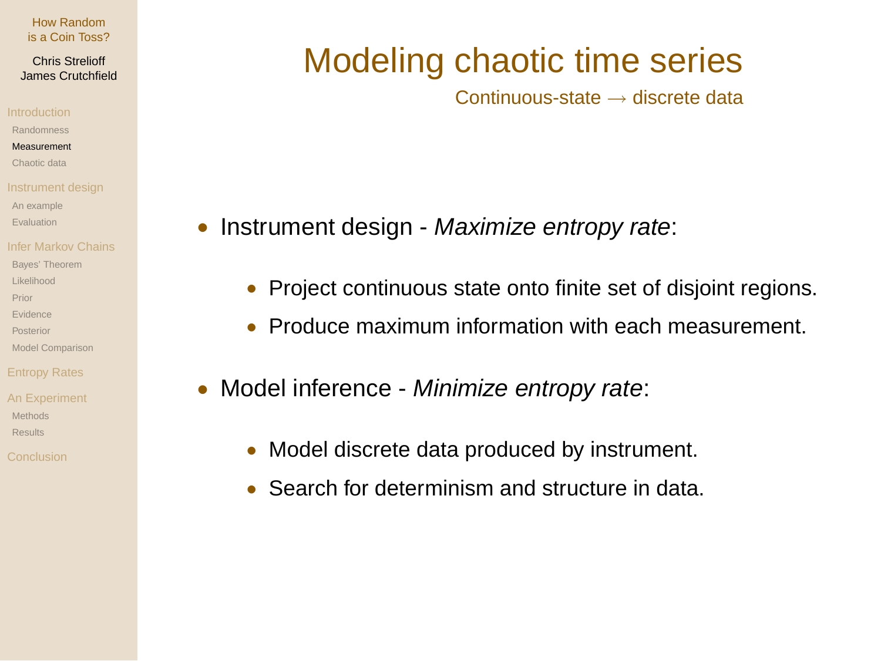# Modeling chaotic time series

Continuous-state $\longrightarrow$ discrete data

- Instrument design - *Maximize entropy rate*:
  - Project continuous state onto finite set of disjoint regions.
  - Produce maximum information with each measurement.
- Model inference - *Minimize entropy rate*:
  - Model discrete data produced by instrument.
  - Search for determinism and structure in data.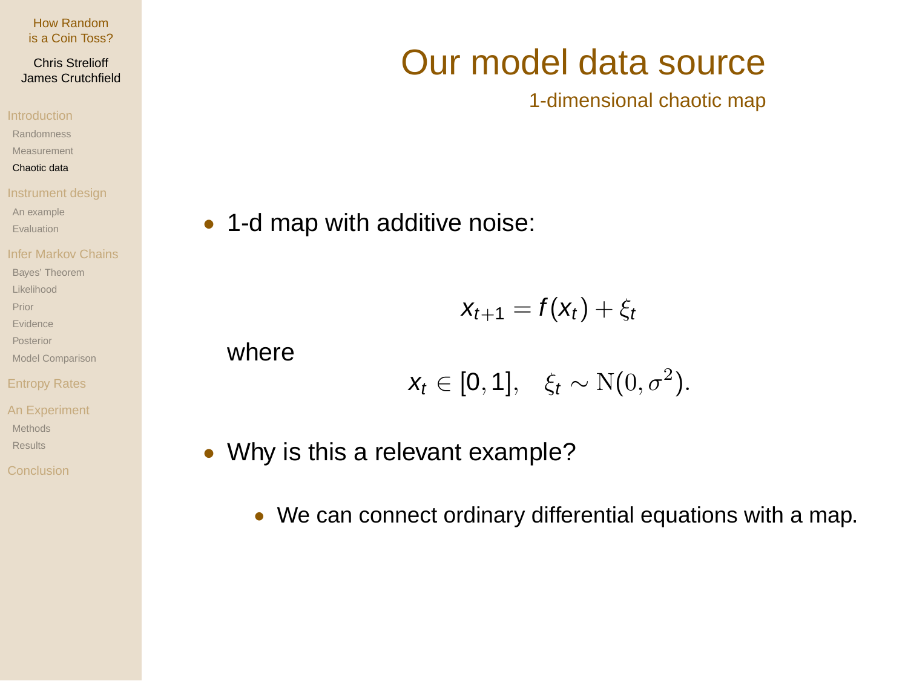# Our model data source

## 1-dimensional chaotic map

- 1-d map with additive noise:

$$x_{t+1} = f(x_t) + \xi_t$$

where

$$x_t \in [0, 1], \quad \xi_t \sim \mathrm{N}(0, \sigma^2).$$

- Why is this a relevant example?
  - We can connect ordinary differential equations with a map.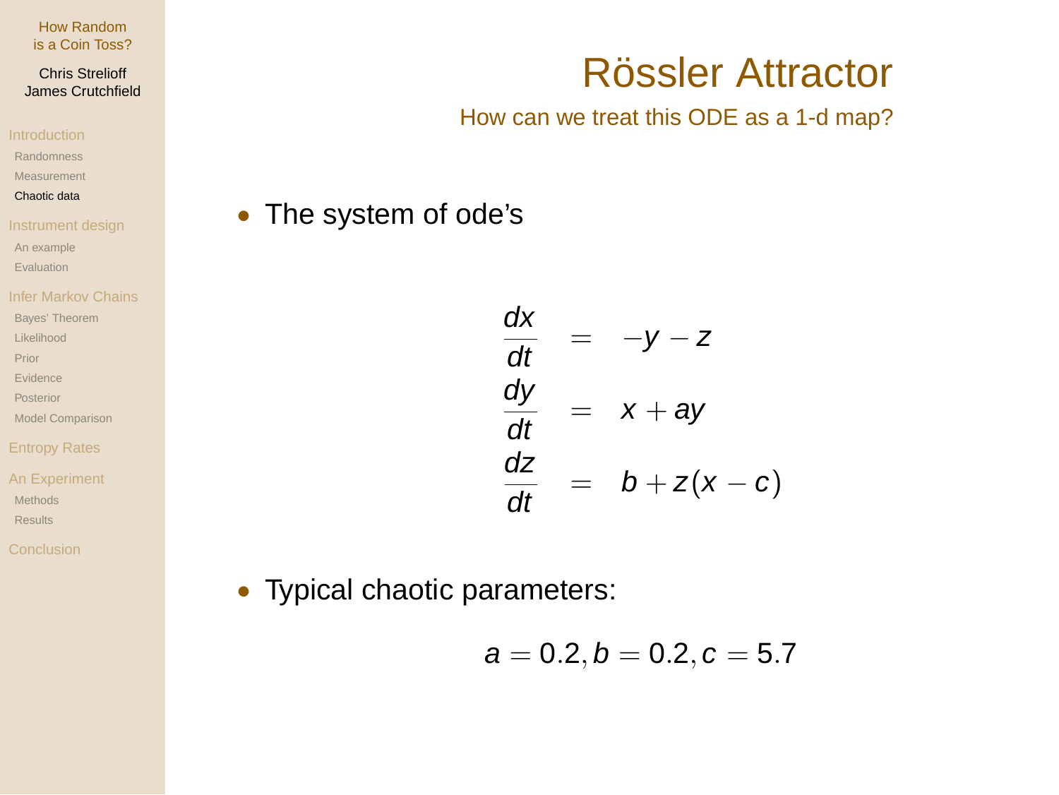# Rössler Attractor

## How can we treat this ODE as a 1-d map?

- The system of ode's

$$
\begin{aligned}
\frac{dx}{dt} &= -y - z \\
\frac{dy}{dt} &= x + ay \\
\frac{dz}{dt} &= b + z(x - c)
\end{aligned}
$$

- Typical chaotic parameters:

$$a = 0.2, b = 0.2, c = 5.7$$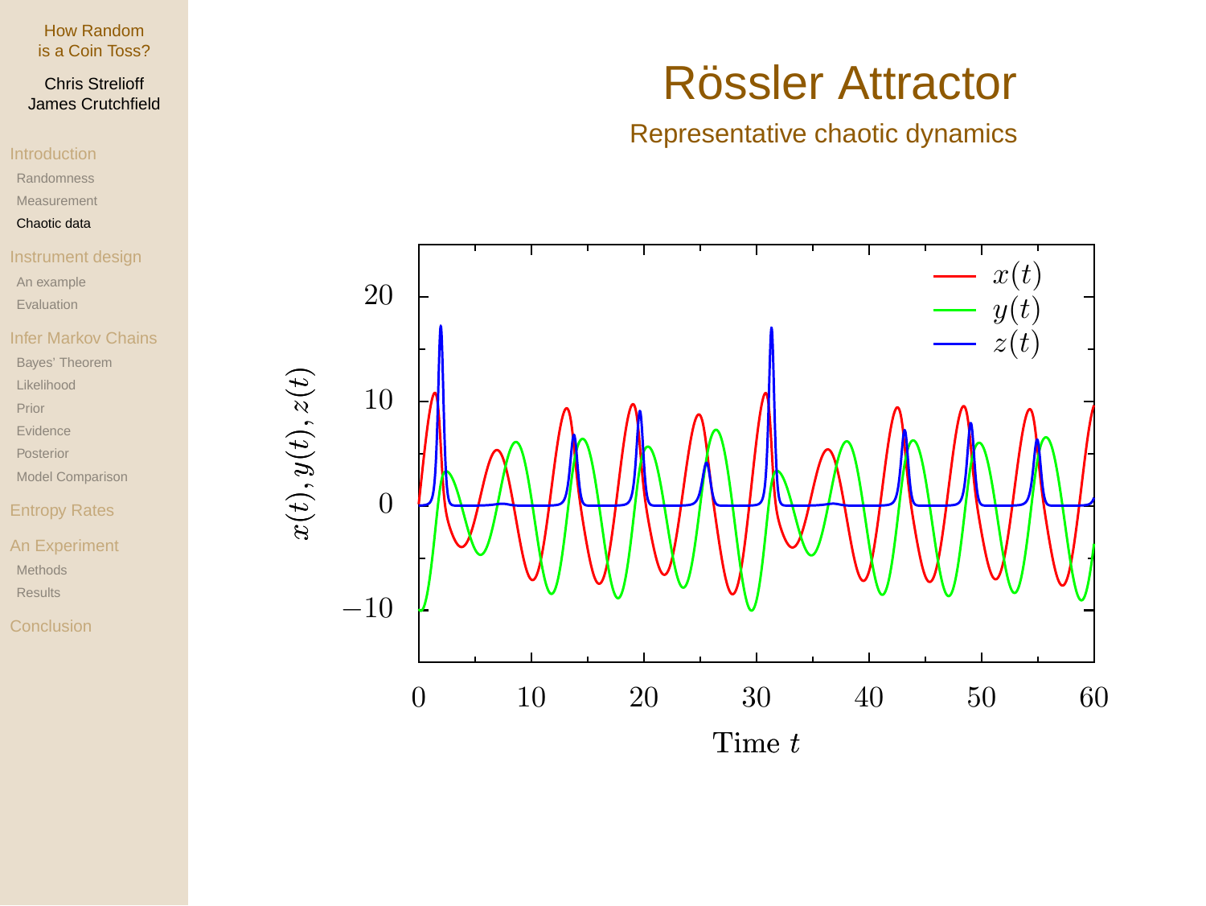# Rössler Attractor

## Representative chaotic dynamics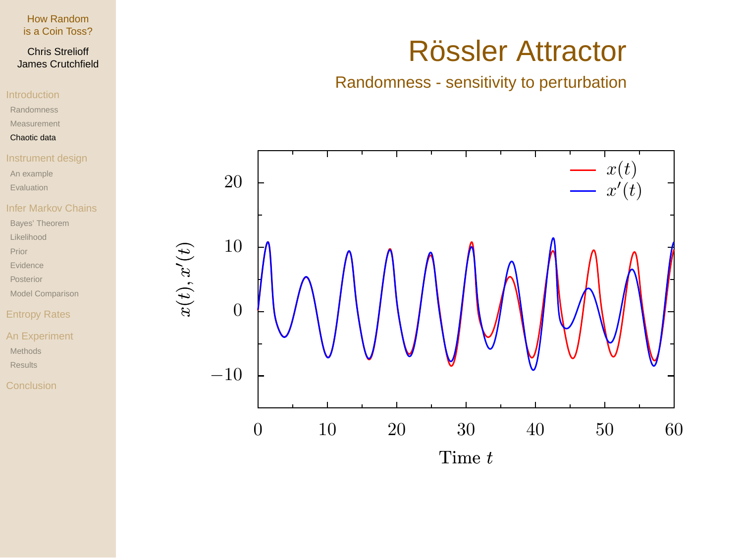# Rössler Attractor

## Randomness - sensitivity to perturbation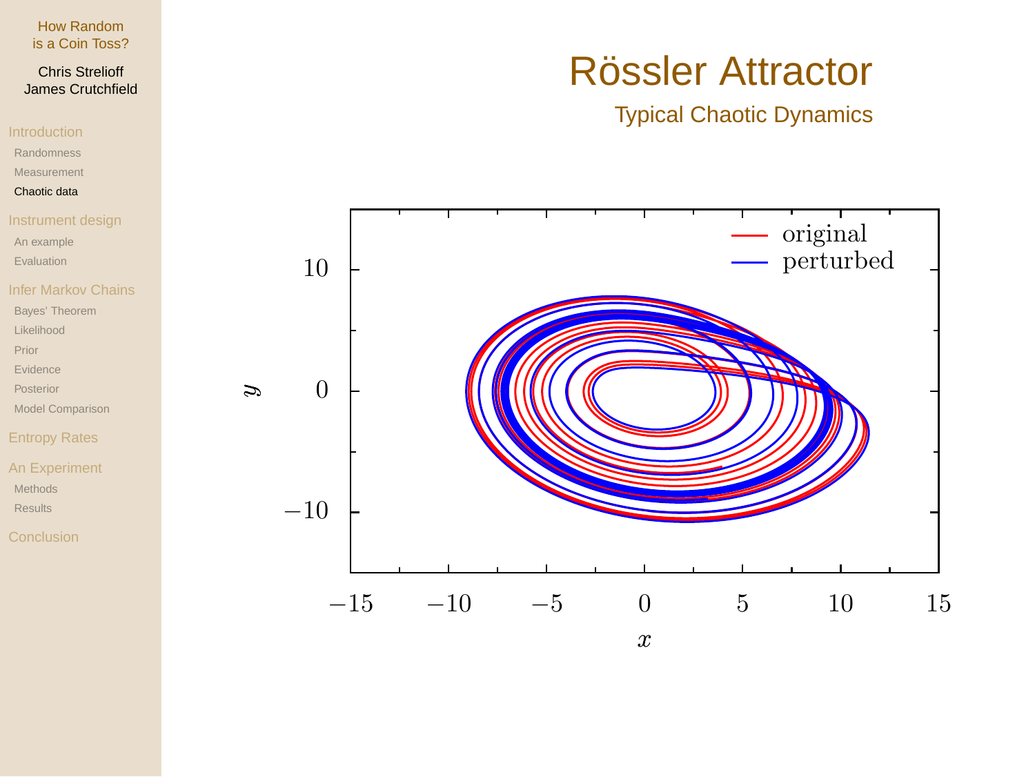# Rössler Attractor

## Typical Chaotic Dynamics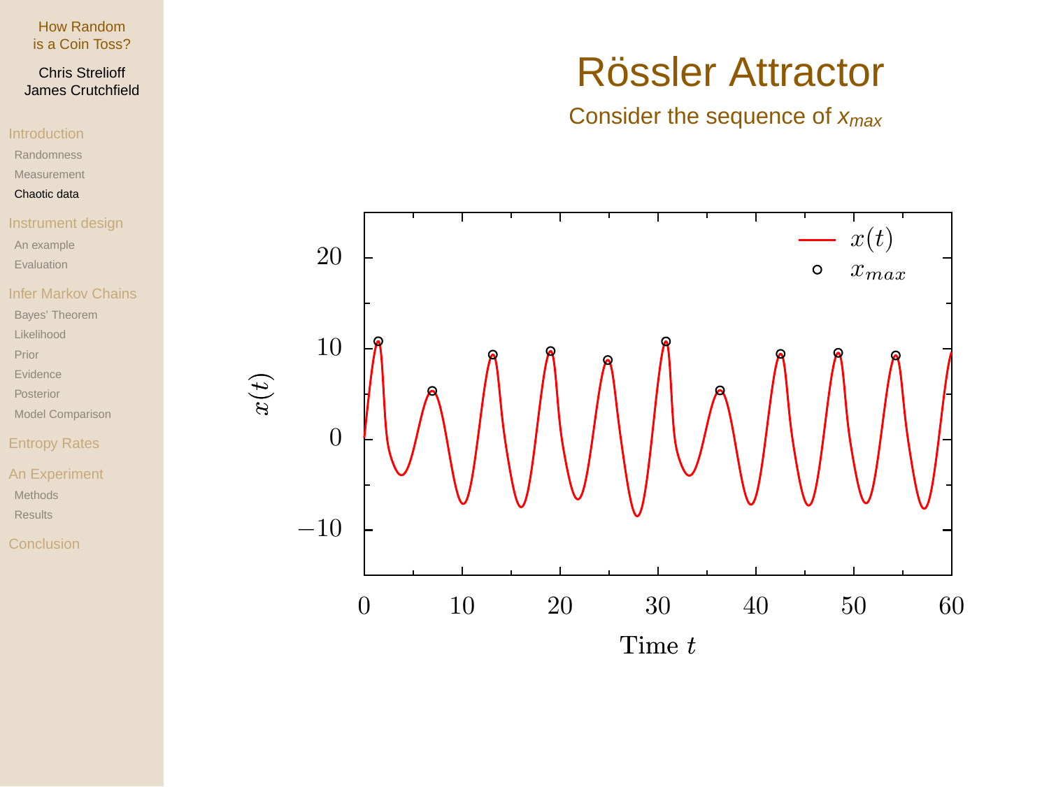# Rössler Attractor

Consider the sequence of $x_{max}$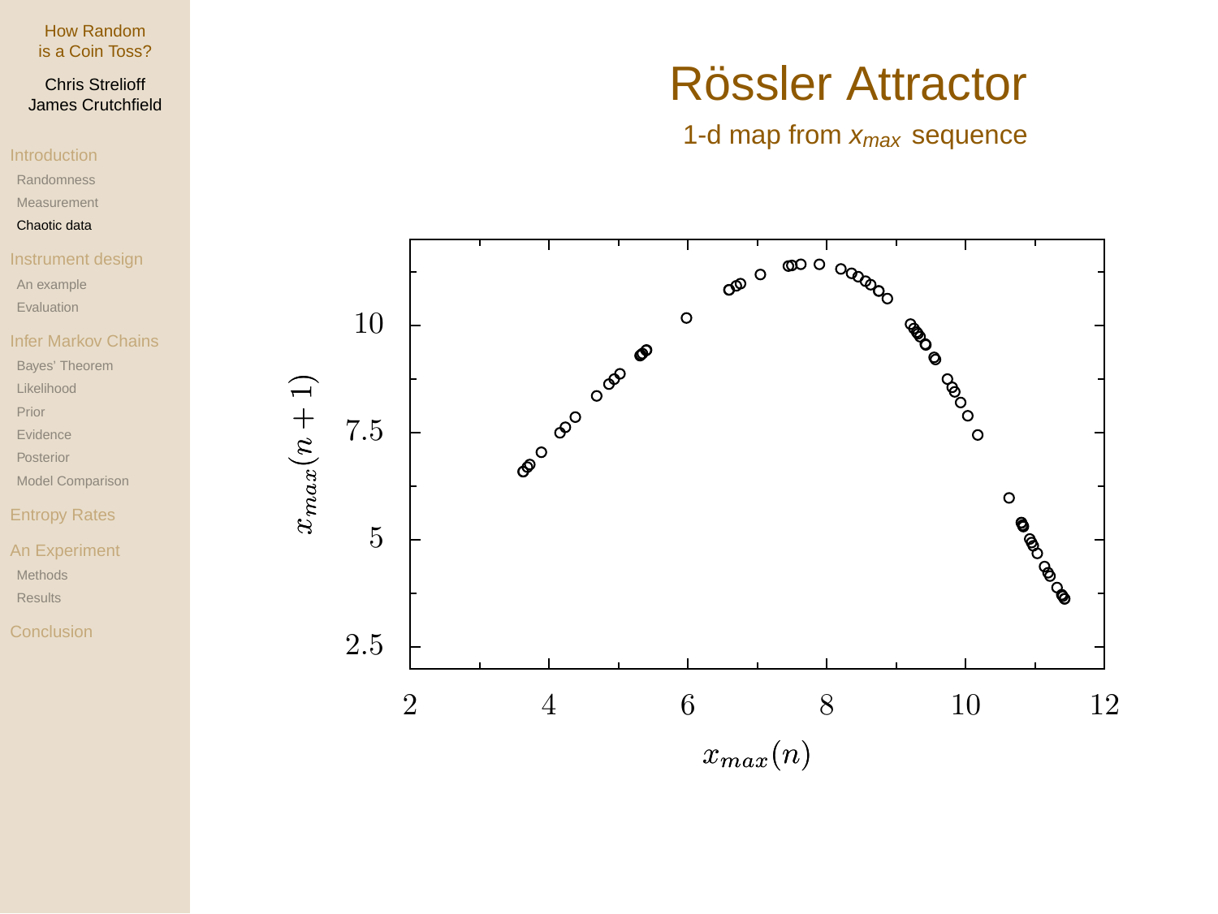# Rössler Attractor

## 1-d map from $x_{max}$ sequence

$x_{max}(n+1)$ vs. $x_{max}(n)$

- Vertical axis $x_{max}(n+1)$: 2.5, 5, 7.5, 10
- Horizontal axis $x_{max}(n)$: 2, 4, 6, 8, 10, 12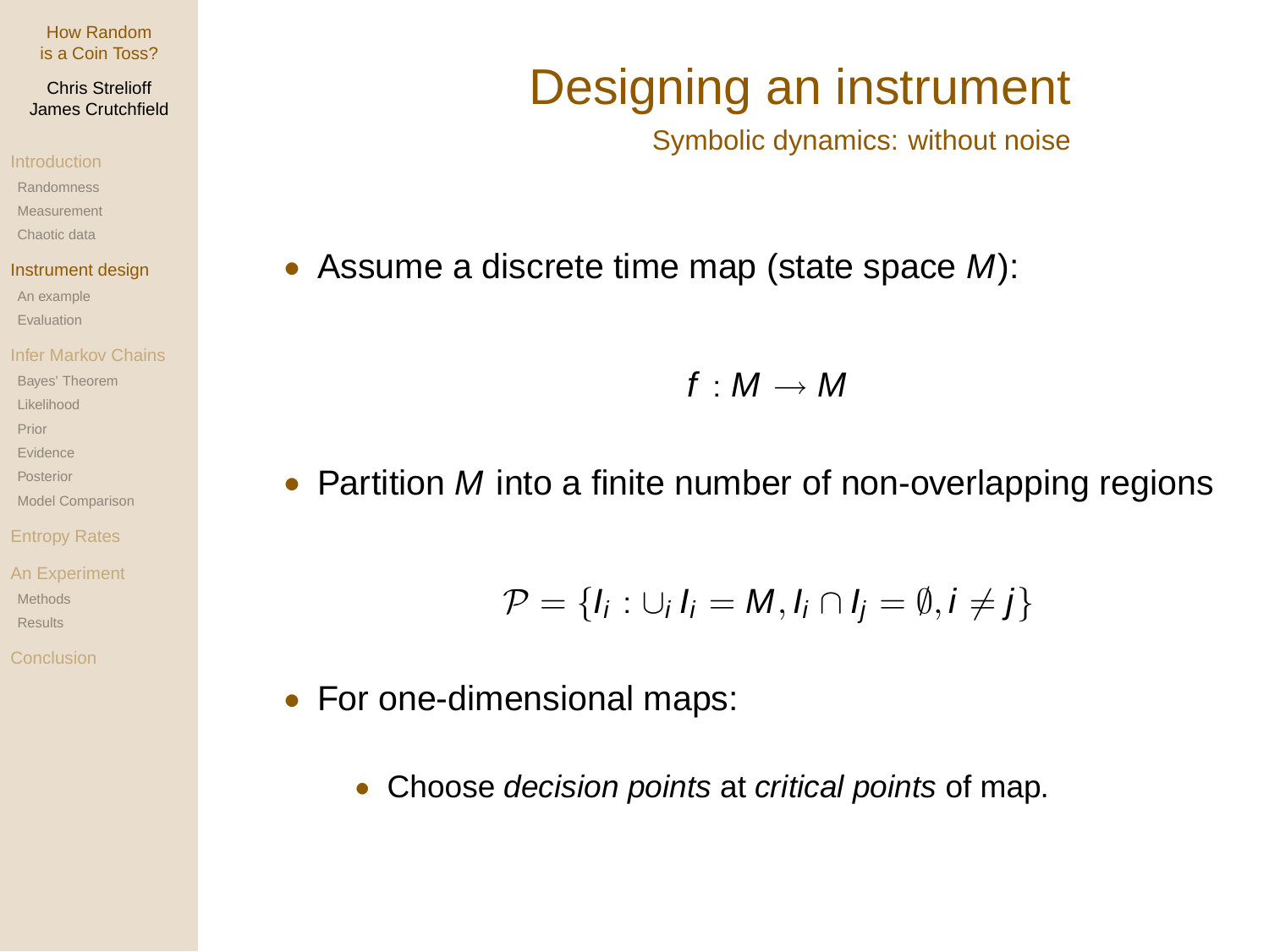# Designing an instrument

## Symbolic dynamics: without noise

- Assume a discrete time map (state space $M$):

$$f : M \rightarrow M$$

- Partition $M$ into a finite number of non-overlapping regions

$$\mathcal{P} = \{I_i : \cup_i I_i = M, I_i \cap I_j = \emptyset, i \neq j\}$$

- For one-dimensional maps:
  - Choose *decision points* at *critical points* of map.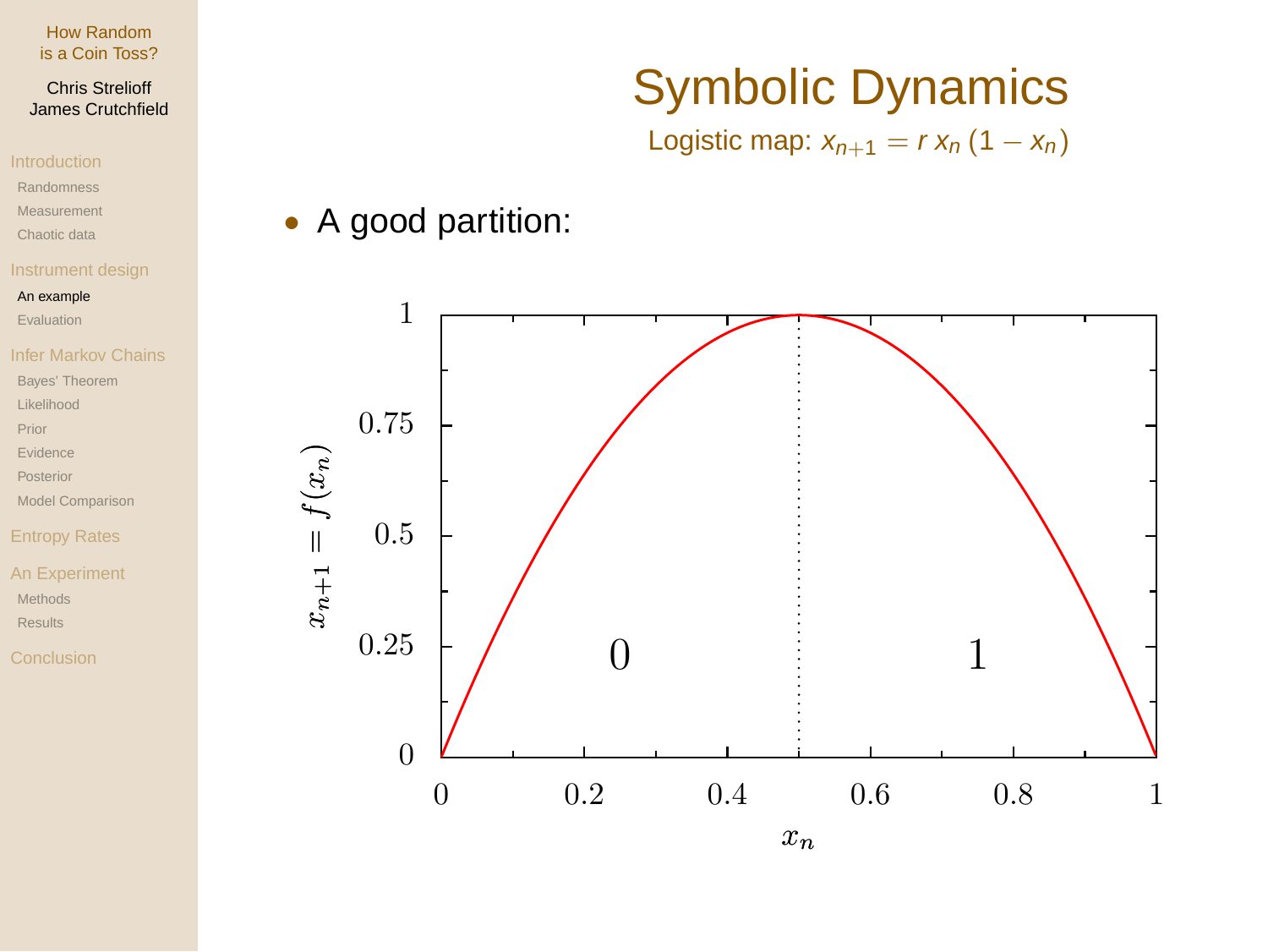# Symbolic Dynamics

Logistic map: $x_{n+1} = r\,x_n\,(1 - x_n)$

- A good partition: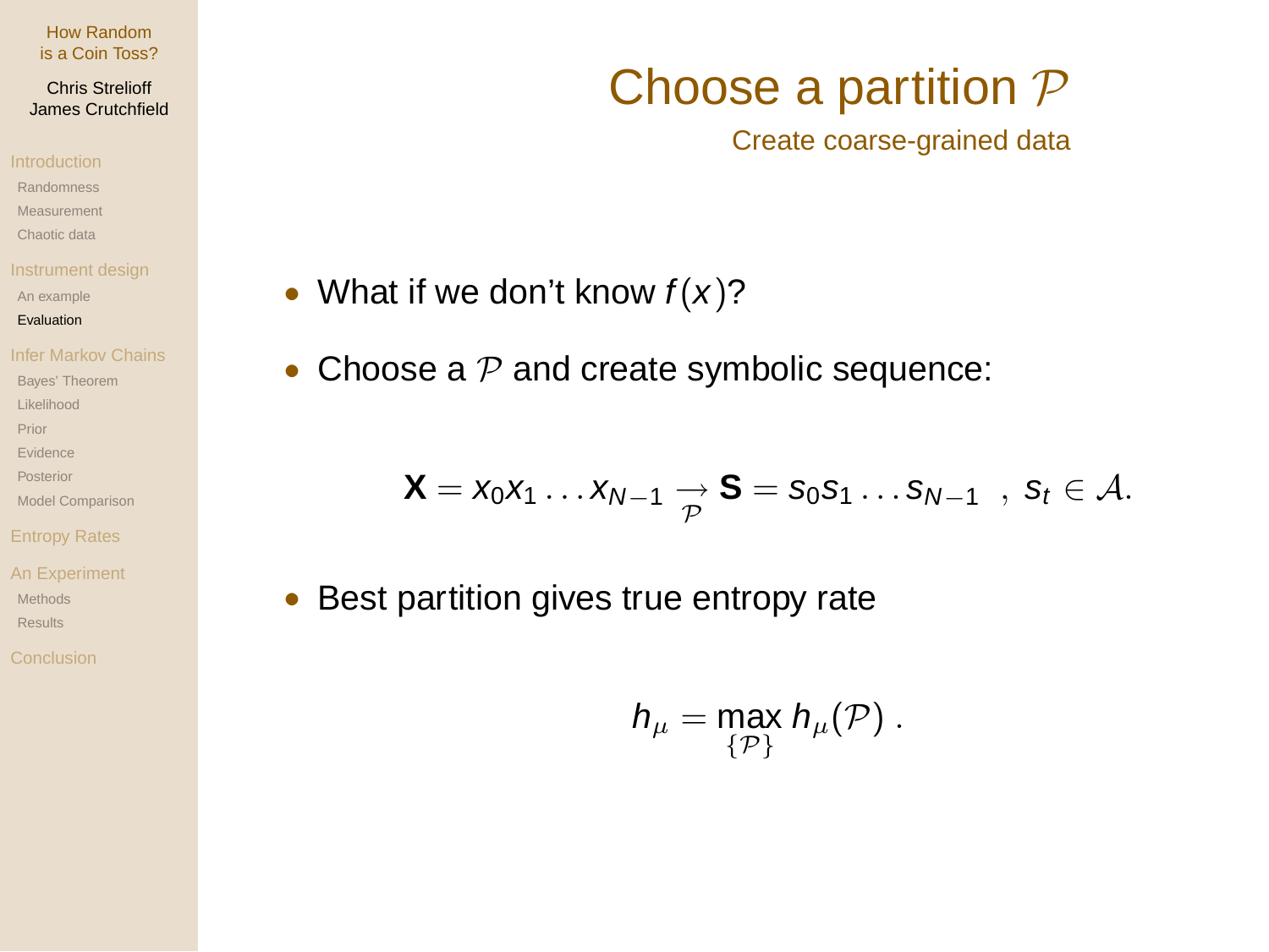# Choose a partition $\mathcal{P}$

## Create coarse-grained data

- What if we don't know $f(x)$?
- Choose a $\mathcal{P}$ and create symbolic sequence:

$$\mathbf{X} = x_0 x_1 \ldots x_{N-1} \underset{\mathcal{P}}{\longrightarrow} \mathbf{S} = s_0 s_1 \ldots s_{N-1} \ , \ s_t \in \mathcal{A}.$$

- Best partition gives true entropy rate

$$h_\mu = \max_{\{\mathcal{P}\}} h_\mu(\mathcal{P}) \ .$$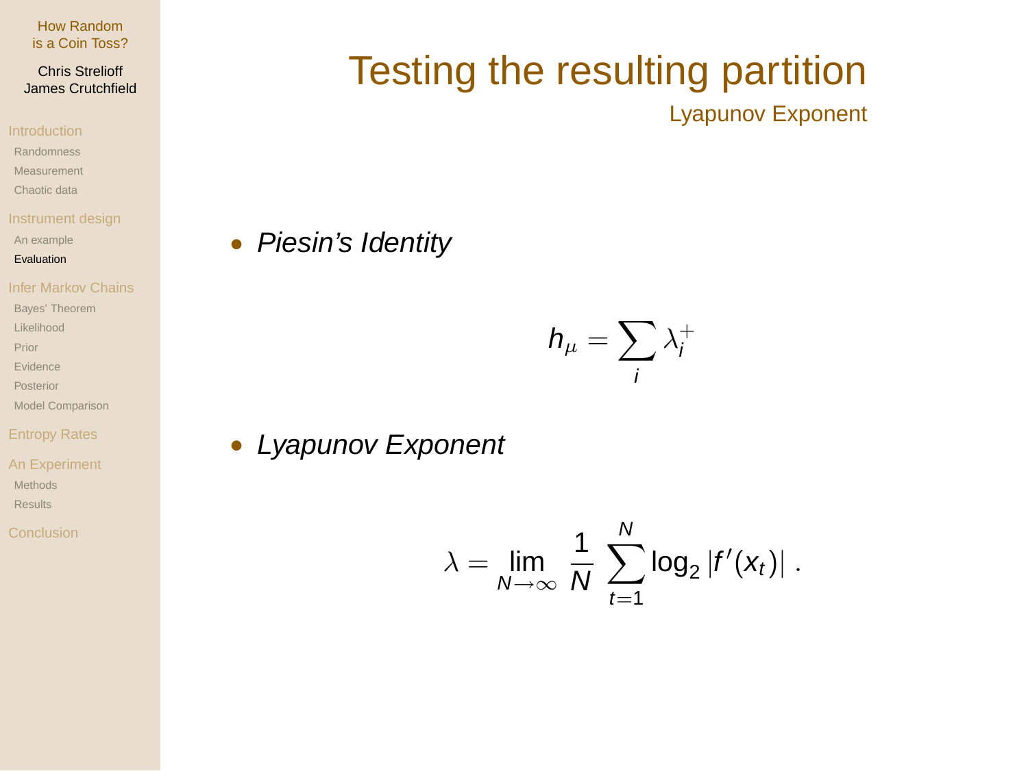# Testing the resulting partition

## Lyapunov Exponent

- *Piesin's Identity*

$$h_\mu = \sum_i \lambda_i^+$$

- *Lyapunov Exponent*

$$\lambda = \lim_{N \to \infty} \frac{1}{N} \sum_{t=1}^{N} \log_2 \left| f'(x_t) \right| .$$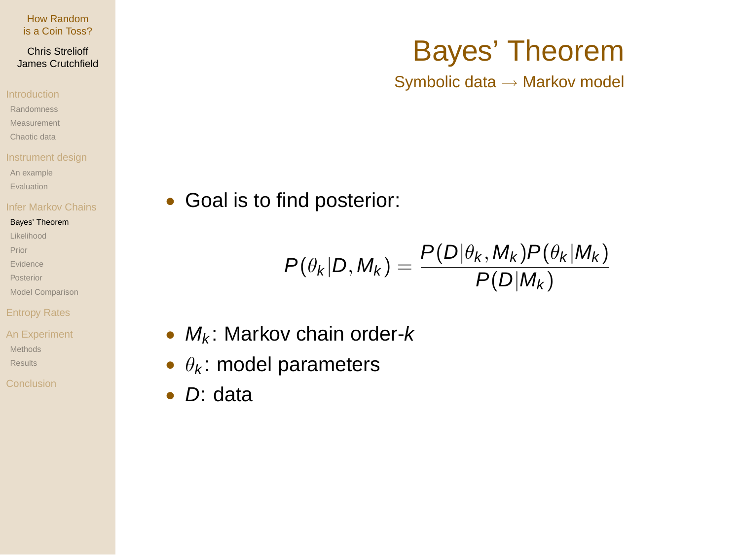# Bayes' Theorem

## Symbolic data $\longrightarrow$ Markov model

- Goal is to find posterior:

$$P(\theta_k|D, M_k) = \frac{P(D|\theta_k, M_k)P(\theta_k|M_k)}{P(D|M_k)}$$

- $M_k$: Markov chain order-$k$
- $\theta_k$: model parameters
- $D$: data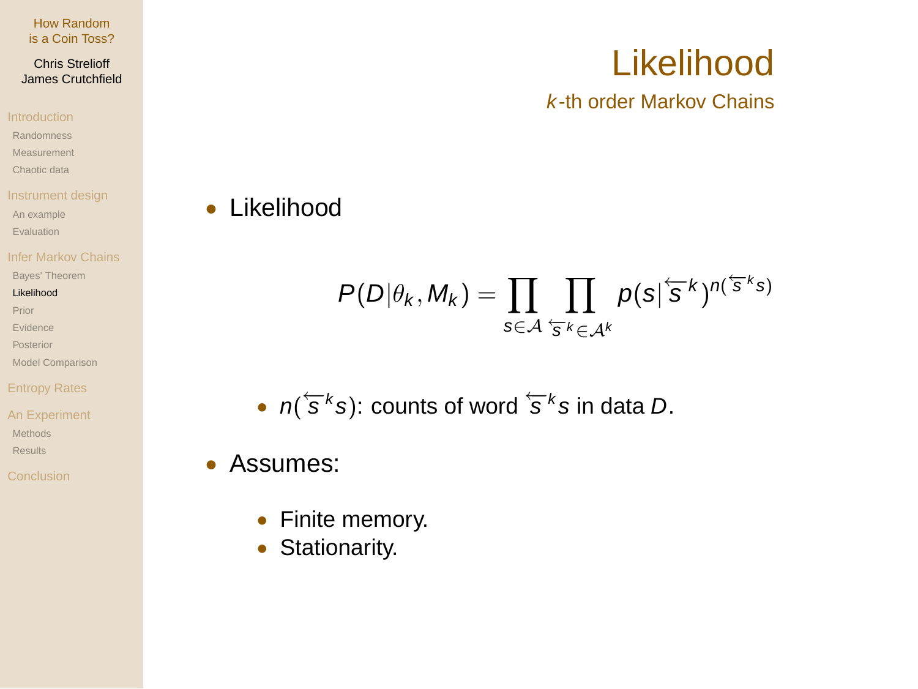# Likelihood

## $k$-th order Markov Chains

- Likelihood

$$P(D|\theta_k, M_k) = \prod_{s \in \mathcal{A}} \prod_{\overleftarrow{s}^k \in \mathcal{A}^k} p(s|\overleftarrow{s}^k)^{n(\overleftarrow{s}^k s)}$$

  - $n(\overleftarrow{s}^k s)$: counts of word $\overleftarrow{s}^k s$ in data $D$.

- Assumes:
  - Finite memory.
  - Stationarity.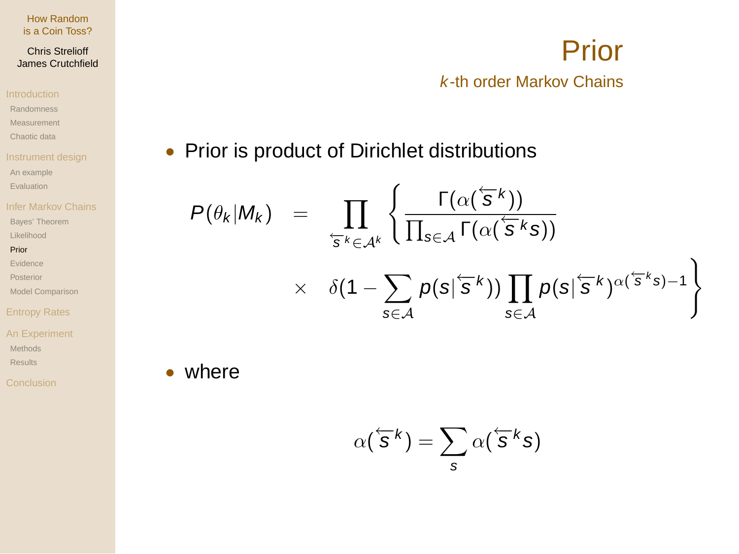# Prior

## *k*-th order Markov Chains

- Prior is product of Dirichlet distributions

$$
\begin{aligned}
P(\theta_k|M_k) \quad = \quad & \prod_{\overleftarrow{s}^k \in \mathcal{A}^k} \left\{ \frac{\Gamma(\alpha(\overleftarrow{s}^k))}{\prod_{s \in \mathcal{A}} \Gamma(\alpha(\overleftarrow{s}^k s))} \right. \\
& \times \quad \left. \delta(1 - \sum_{s \in \mathcal{A}} p(s|\overleftarrow{s}^k)) \prod_{s \in \mathcal{A}} p(s|\overleftarrow{s}^k)^{\alpha(\overleftarrow{s}^k s)-1} \right\}
\end{aligned}
$$

- where

$$
\alpha(\overleftarrow{s}^k) = \sum_{s} \alpha(\overleftarrow{s}^k s)
$$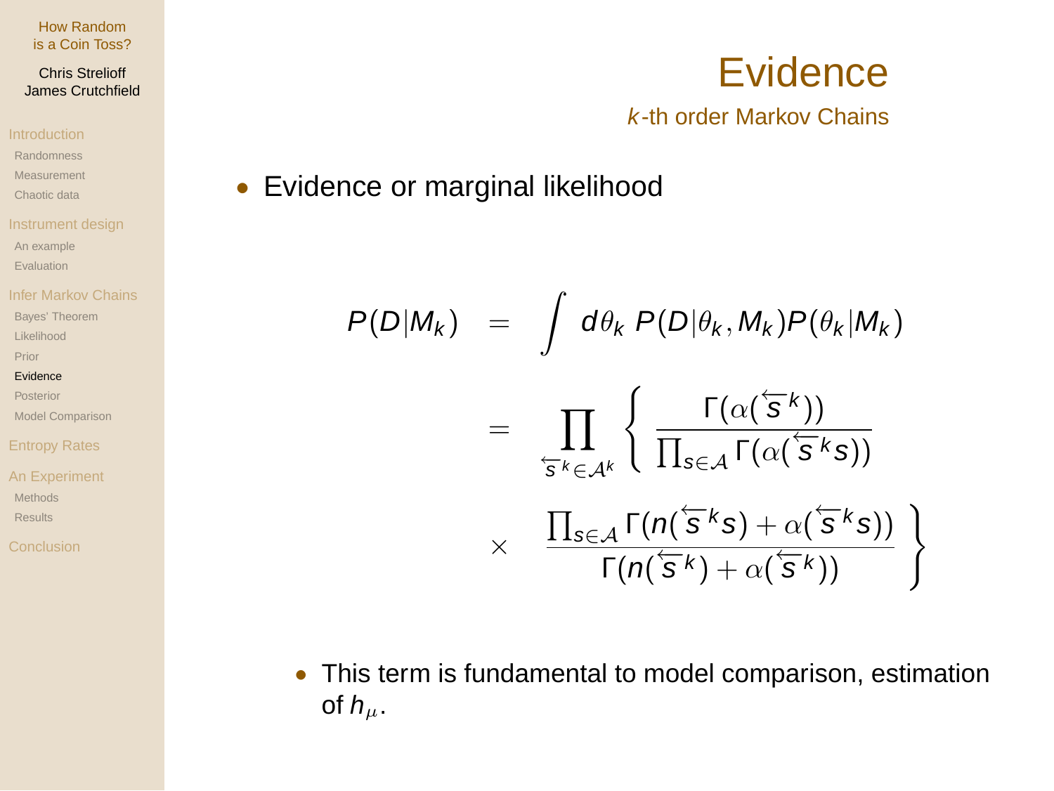# Evidence

## *k*-th order Markov Chains

- Evidence or marginal likelihood

$$
\begin{aligned}
P(D|M_k) &= \int d\theta_k \; P(D|\theta_k, M_k) P(\theta_k|M_k) \\
&= \prod_{\overleftarrow{s}^k \in \mathcal{A}^k} \left\{ \frac{\Gamma(\alpha(\overleftarrow{s}^k))}{\prod_{s \in \mathcal{A}} \Gamma(\alpha(\overleftarrow{s}^k s))} \right. \\
&\times \left. \frac{\prod_{s \in \mathcal{A}} \Gamma(n(\overleftarrow{s}^k s) + \alpha(\overleftarrow{s}^k s))}{\Gamma(n(\overleftarrow{s}^k) + \alpha(\overleftarrow{s}^k))} \right\}
\end{aligned}
$$

- This term is fundamental to model comparison, estimation of $h_\mu$.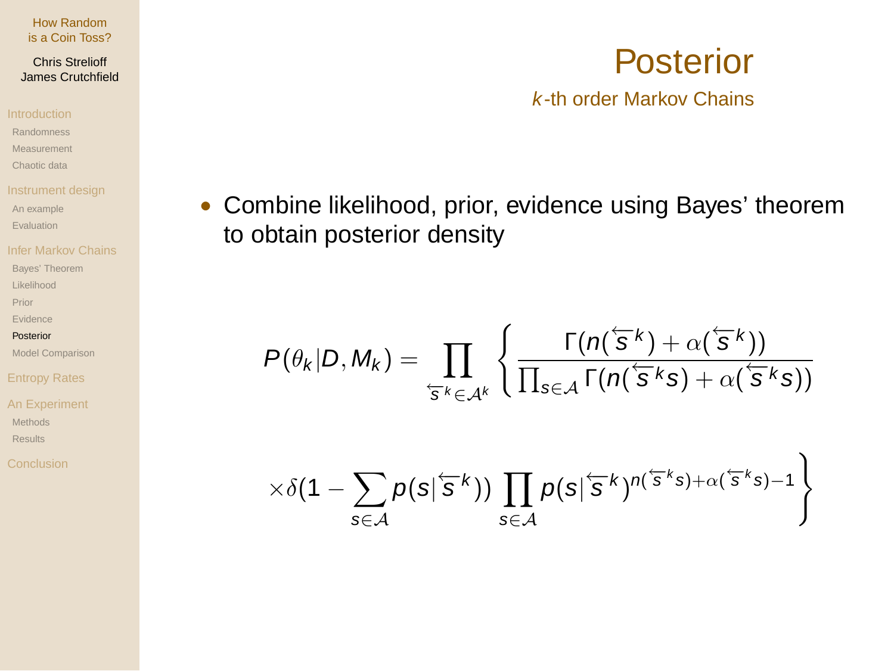# Posterior

## $k$-th order Markov Chains

- Combine likelihood, prior, evidence using Bayes' theorem to obtain posterior density

$$
P(\theta_k|D,M_k) = \prod_{\overleftarrow{s}^k \in \mathcal{A}^k} \left\{ \frac{\Gamma(n(\overleftarrow{s}^k) + \alpha(\overleftarrow{s}^k))}{\prod_{s\in\mathcal{A}} \Gamma(n(\overleftarrow{s}^k s) + \alpha(\overleftarrow{s}^k s))} \right.
$$

$$
\left. \times \delta(1 - \sum_{s\in\mathcal{A}} p(s|\overleftarrow{s}^k)) \prod_{s\in\mathcal{A}} p(s|\overleftarrow{s}^k)^{n(\overleftarrow{s}^k s)+\alpha(\overleftarrow{s}^k s)-1} \right\}
$$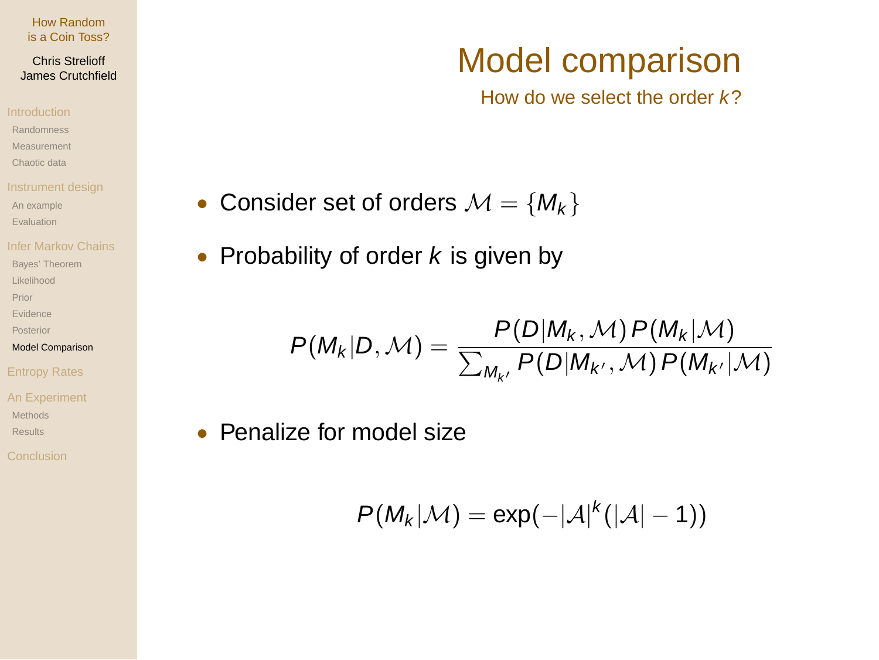# Model comparison

## How do we select the order $k$?

- Consider set of orders $\mathcal{M} = \{M_k\}$
- Probability of order $k$ is given by

$$P(M_k|D,\mathcal{M}) = \frac{P(D|M_k,\mathcal{M})\,P(M_k|\mathcal{M})}{\sum_{M_{k'}} P(D|M_{k'},\mathcal{M})\,P(M_{k'}|\mathcal{M})}$$

- Penalize for model size

$$P(M_k|\mathcal{M}) = \exp(-|\mathcal{A}|^k(|\mathcal{A}|-1))$$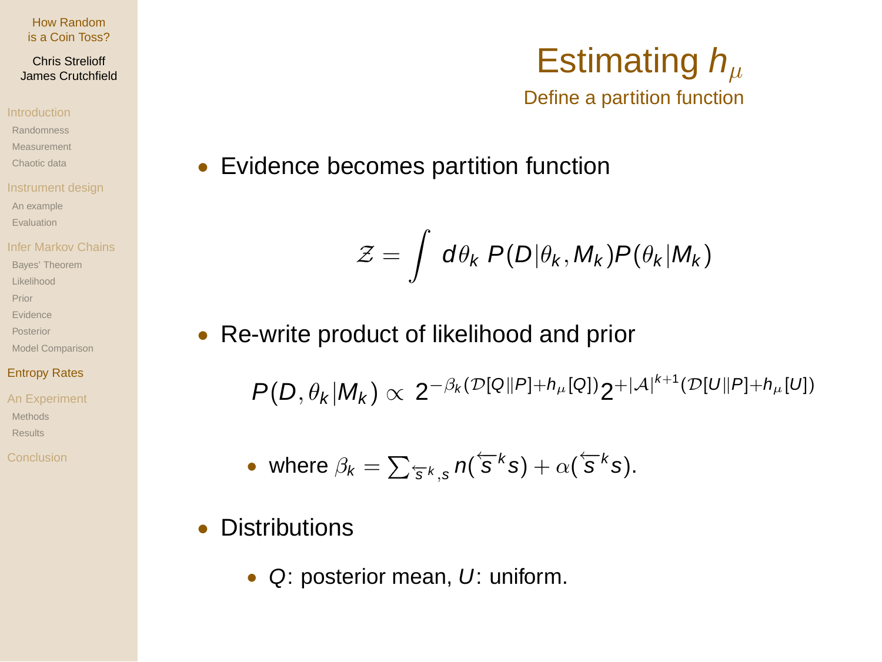# Estimating $h_\mu$

## Define a partition function

- Evidence becomes partition function

$$\mathcal{Z} = \int d\theta_k \; P(D|\theta_k, M_k) P(\theta_k|M_k)$$

- Re-write product of likelihood and prior

$$P(D, \theta_k | M_k) \propto 2^{-\beta_k (\mathcal{D}[Q\|P] + h_\mu[Q])} 2^{+|\mathcal{A}|^{k+1} (\mathcal{D}[U\|P] + h_\mu[U])}$$

  - where $\beta_k = \sum_{\overleftarrow{s}^k, s} n(\overleftarrow{s}^k s) + \alpha(\overleftarrow{s}^k s)$.

- Distributions
  - $Q$: posterior mean, $U$: uniform.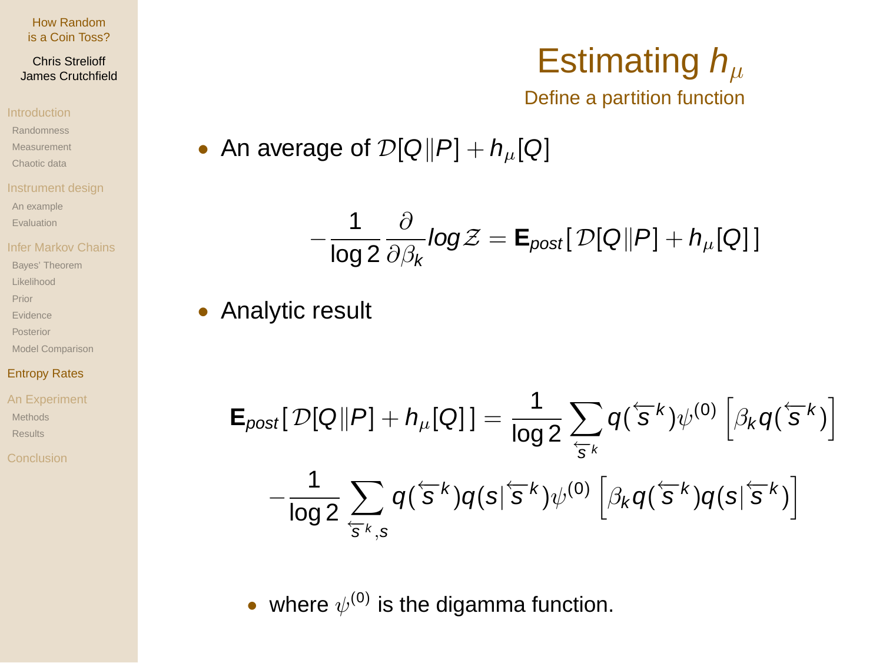# Estimating $h_\mu$

## Define a partition function

- An average of $\mathcal{D}[Q\|P] + h_\mu[Q]$

$$
-\frac{1}{\log 2}\frac{\partial}{\partial \beta_k} log \mathcal{Z} = \mathbf{E}_{post}\left[\,\mathcal{D}[Q\|P] + h_\mu[Q]\,\right]
$$

- Analytic result

$$
\mathbf{E}_{post}\left[\,\mathcal{D}[Q\|P] + h_\mu[Q]\,\right] = \frac{1}{\log 2}\sum_{\overleftarrow{s}^k} q(\overleftarrow{s}^k)\psi^{(0)}\left[\beta_k q(\overleftarrow{s}^k)\right]
$$

$$
-\frac{1}{\log 2}\sum_{\overleftarrow{s}^k, s} q(\overleftarrow{s}^k) q(s|\overleftarrow{s}^k)\psi^{(0)}\left[\beta_k q(\overleftarrow{s}^k) q(s|\overleftarrow{s}^k)\right]
$$

  - where $\psi^{(0)}$ is the digamma function.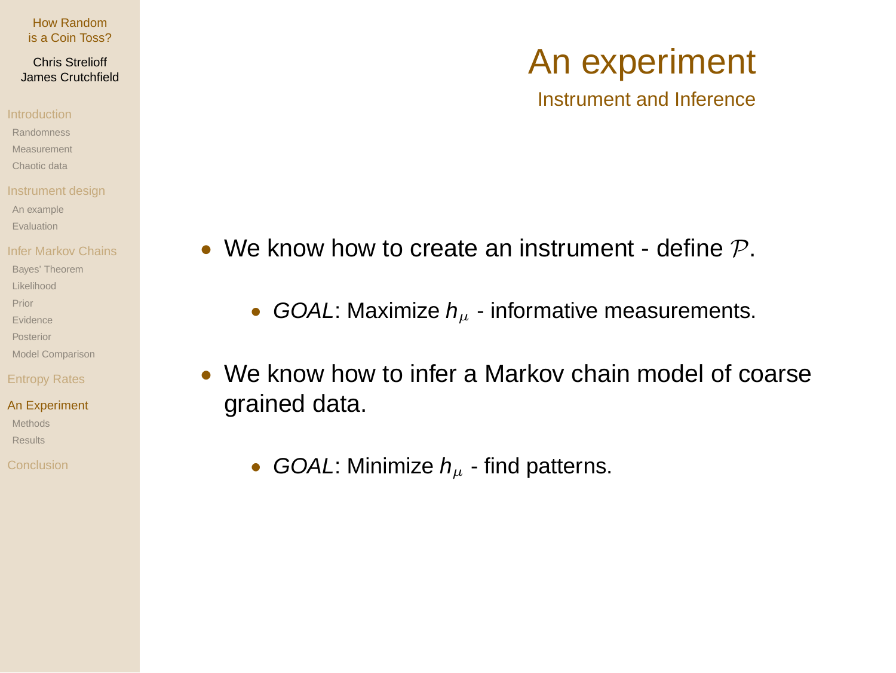# An experiment

## Instrument and Inference

- We know how to create an instrument - define $\mathcal{P}$.
  - *GOAL*: Maximize $h_\mu$ - informative measurements.
- We know how to infer a Markov chain model of coarse grained data.
  - *GOAL*: Minimize $h_\mu$ - find patterns.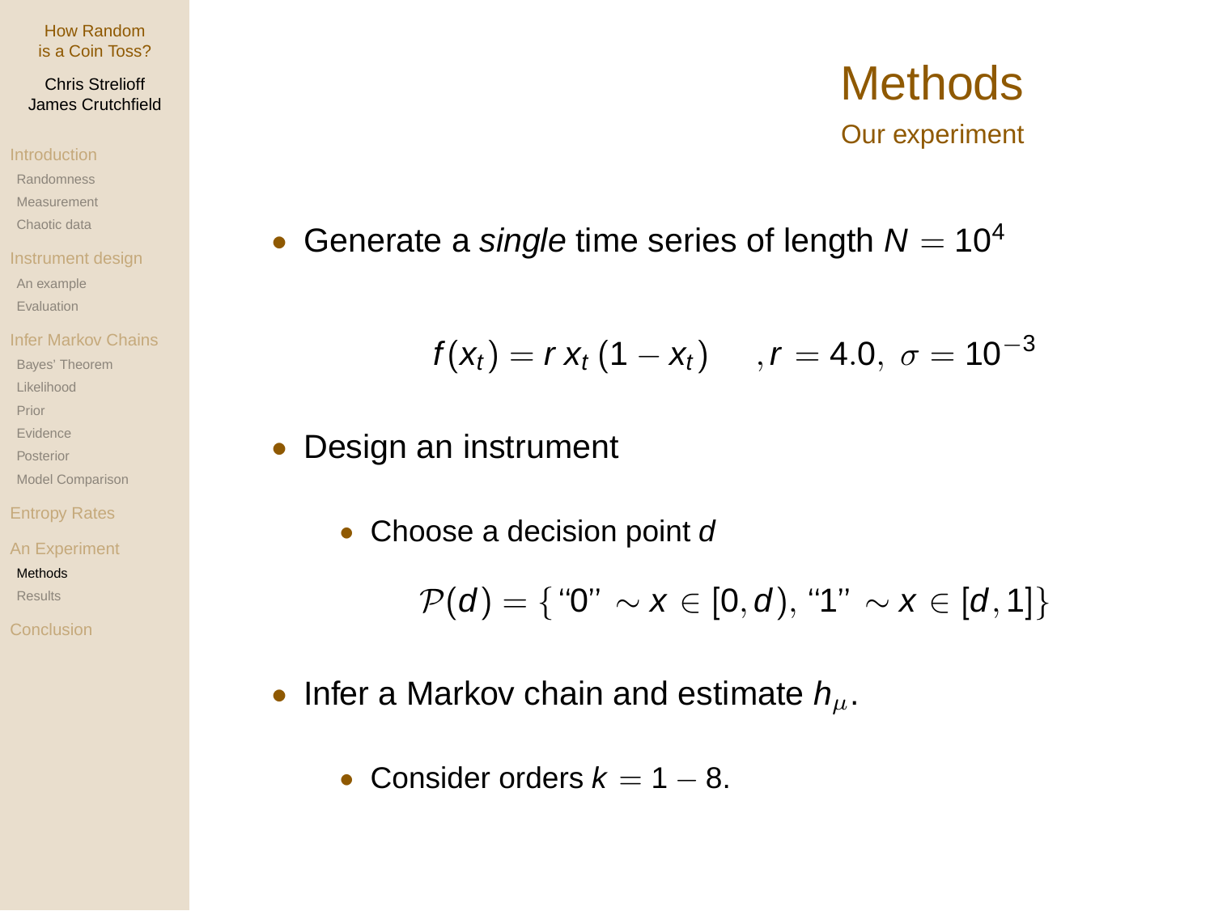# Methods

## Our experiment

- Generate a *single* time series of length $N = 10^4$

$$f(x_t) = r\, x_t\, (1 - x_t) \quad , r = 4.0,\ \sigma = 10^{-3}$$

- Design an instrument
  - Choose a decision point $d$

$$\mathcal{P}(d) = \{\text{“0”} \sim x \in [0, d), \text{“1”} \sim x \in [d, 1]\}$$

- Infer a Markov chain and estimate $h_\mu$.
  - Consider orders $k = 1 - 8$.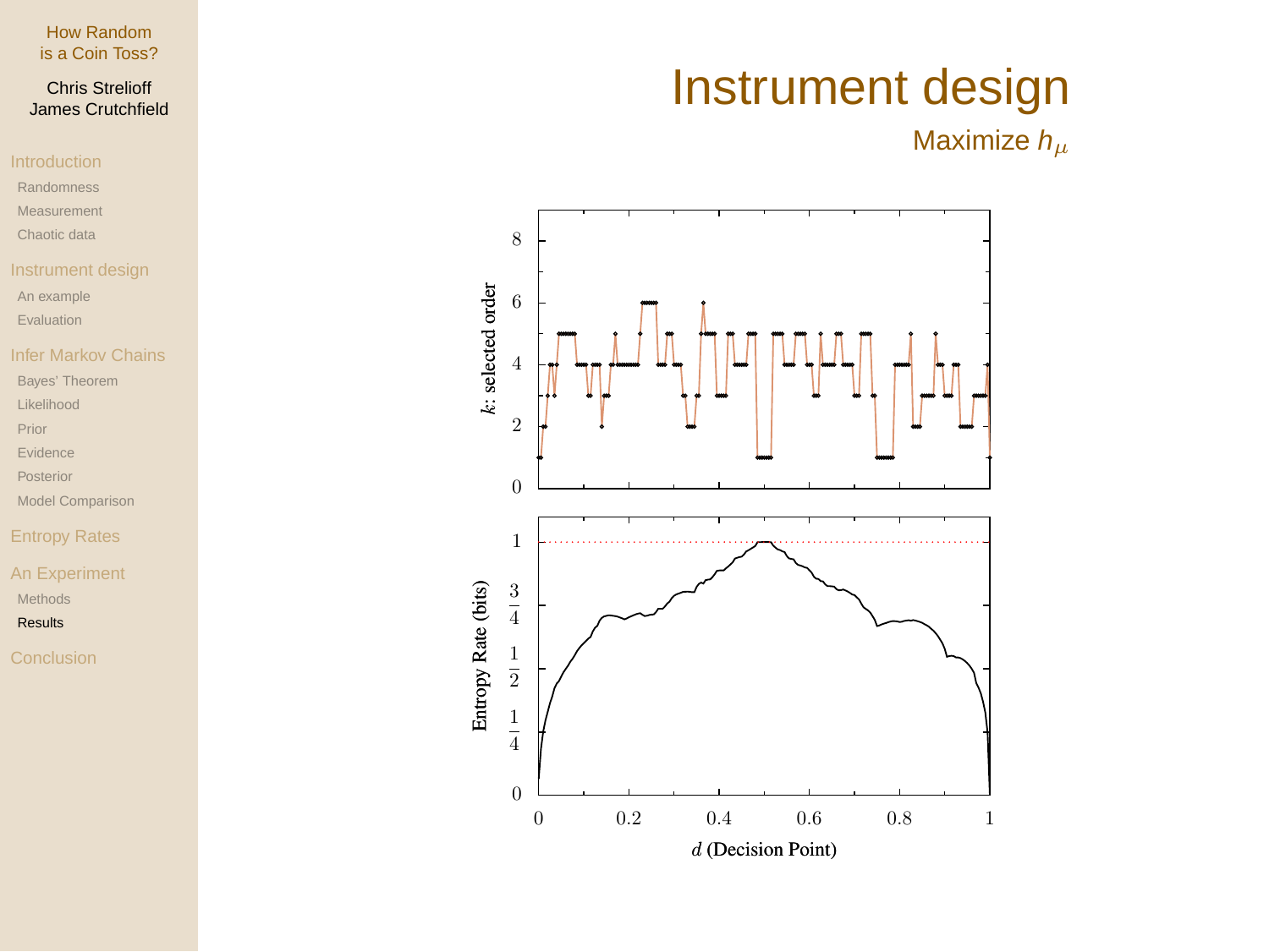# Instrument design

## Maximize $h_\mu$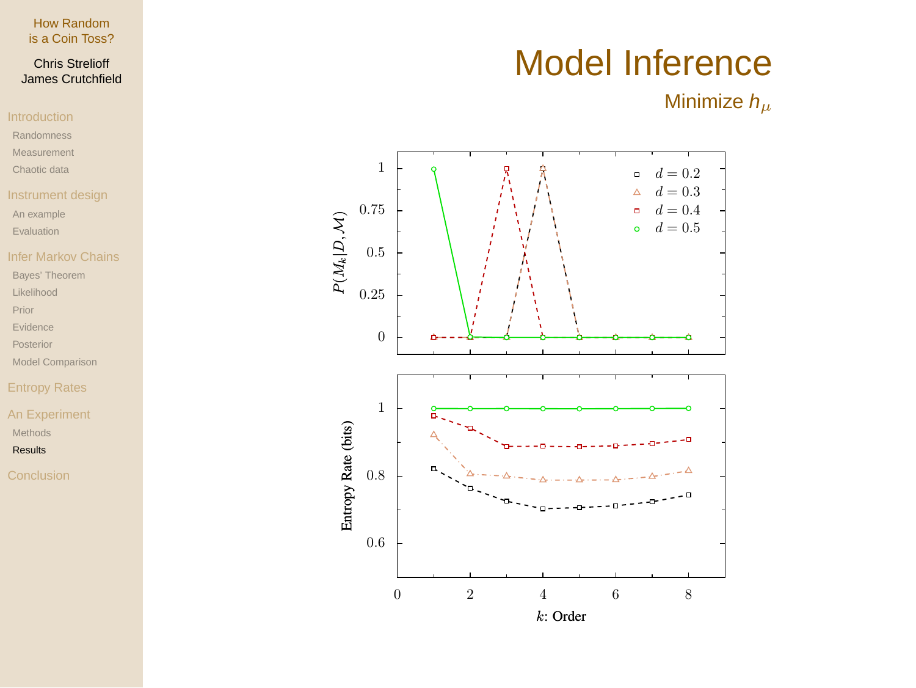# Model Inference

## Minimize $h_\mu$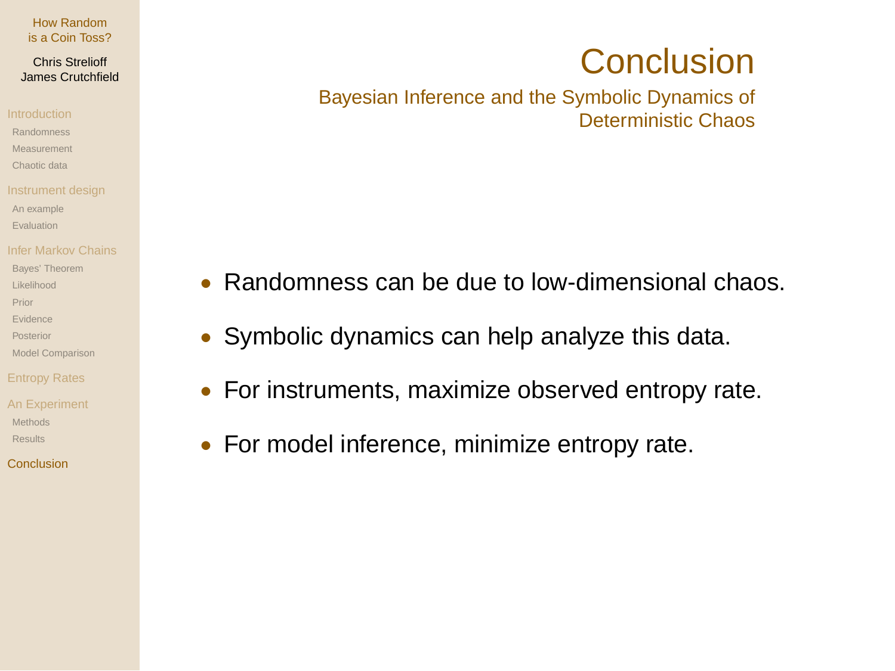# Conclusion

## Bayesian Inference and the Symbolic Dynamics of Deterministic Chaos

- Randomness can be due to low-dimensional chaos.
- Symbolic dynamics can help analyze this data.
- For instruments, maximize observed entropy rate.
- For model inference, minimize entropy rate.